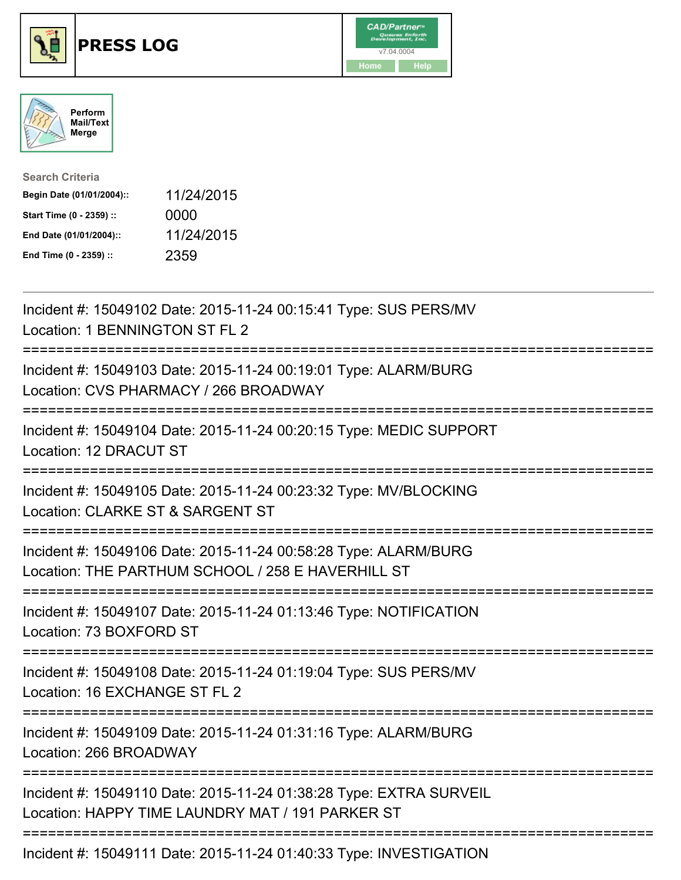# PRESS LOG

CAD/Partner
v7.04.0004
Home Help

Perform Mail/Text Merge

**Search Criteria**

| | |
|---|---|
| **Begin Date (01/01/2004)::** | 11/24/2015 |
| **Start Time (0 - 2359) ::** | 0000 |
| **End Date (01/01/2004)::** | 11/24/2015 |
| **End Time (0 - 2359) ::** | 2359 |

---

Incident #: 15049102 Date: 2015-11-24 00:15:41 Type: SUS PERS/MV
Location: 1 BENNINGTON ST FL 2

===========================================================================

Incident #: 15049103 Date: 2015-11-24 00:19:01 Type: ALARM/BURG
Location: CVS PHARMACY / 266 BROADWAY

===========================================================================

Incident #: 15049104 Date: 2015-11-24 00:20:15 Type: MEDIC SUPPORT
Location: 12 DRACUT ST

===========================================================================

Incident #: 15049105 Date: 2015-11-24 00:23:32 Type: MV/BLOCKING
Location: CLARKE ST & SARGENT ST

===========================================================================

Incident #: 15049106 Date: 2015-11-24 00:58:28 Type: ALARM/BURG
Location: THE PARTHUM SCHOOL / 258 E HAVERHILL ST

===========================================================================

Incident #: 15049107 Date: 2015-11-24 01:13:46 Type: NOTIFICATION
Location: 73 BOXFORD ST

===========================================================================

Incident #: 15049108 Date: 2015-11-24 01:19:04 Type: SUS PERS/MV
Location: 16 EXCHANGE ST FL 2

===========================================================================

Incident #: 15049109 Date: 2015-11-24 01:31:16 Type: ALARM/BURG
Location: 266 BROADWAY

===========================================================================

Incident #: 15049110 Date: 2015-11-24 01:38:28 Type: EXTRA SURVEIL
Location: HAPPY TIME LAUNDRY MAT / 191 PARKER ST

===========================================================================

Incident #: 15049111 Date: 2015-11-24 01:40:33 Type: INVESTIGATION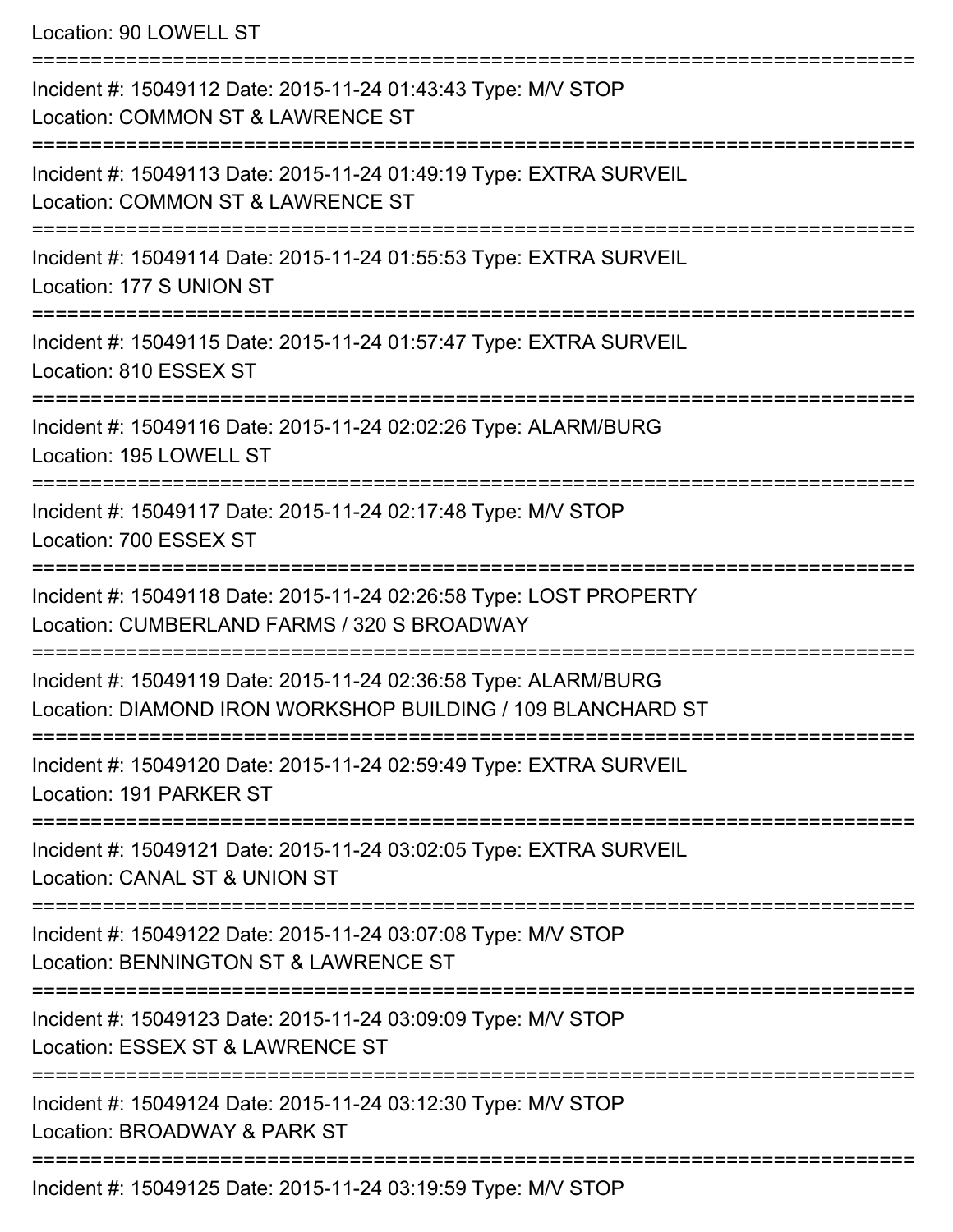Location: 90 LOWELL ST

===========================================================================

Incident #: 15049112 Date: 2015-11-24 01:43:43 Type: M/V STOP
Location: COMMON ST & LAWRENCE ST

===========================================================================

Incident #: 15049113 Date: 2015-11-24 01:49:19 Type: EXTRA SURVEIL
Location: COMMON ST & LAWRENCE ST

===========================================================================

Incident #: 15049114 Date: 2015-11-24 01:55:53 Type: EXTRA SURVEIL
Location: 177 S UNION ST

===========================================================================

Incident #: 15049115 Date: 2015-11-24 01:57:47 Type: EXTRA SURVEIL
Location: 810 ESSEX ST

===========================================================================

Incident #: 15049116 Date: 2015-11-24 02:02:26 Type: ALARM/BURG
Location: 195 LOWELL ST

===========================================================================

Incident #: 15049117 Date: 2015-11-24 02:17:48 Type: M/V STOP
Location: 700 ESSEX ST

===========================================================================

Incident #: 15049118 Date: 2015-11-24 02:26:58 Type: LOST PROPERTY
Location: CUMBERLAND FARMS / 320 S BROADWAY

===========================================================================

Incident #: 15049119 Date: 2015-11-24 02:36:58 Type: ALARM/BURG
Location: DIAMOND IRON WORKSHOP BUILDING / 109 BLANCHARD ST

===========================================================================

Incident #: 15049120 Date: 2015-11-24 02:59:49 Type: EXTRA SURVEIL
Location: 191 PARKER ST

===========================================================================

Incident #: 15049121 Date: 2015-11-24 03:02:05 Type: EXTRA SURVEIL
Location: CANAL ST & UNION ST

===========================================================================

Incident #: 15049122 Date: 2015-11-24 03:07:08 Type: M/V STOP
Location: BENNINGTON ST & LAWRENCE ST

===========================================================================

Incident #: 15049123 Date: 2015-11-24 03:09:09 Type: M/V STOP
Location: ESSEX ST & LAWRENCE ST

===========================================================================

Incident #: 15049124 Date: 2015-11-24 03:12:30 Type: M/V STOP
Location: BROADWAY & PARK ST

===========================================================================

Incident #: 15049125 Date: 2015-11-24 03:19:59 Type: M/V STOP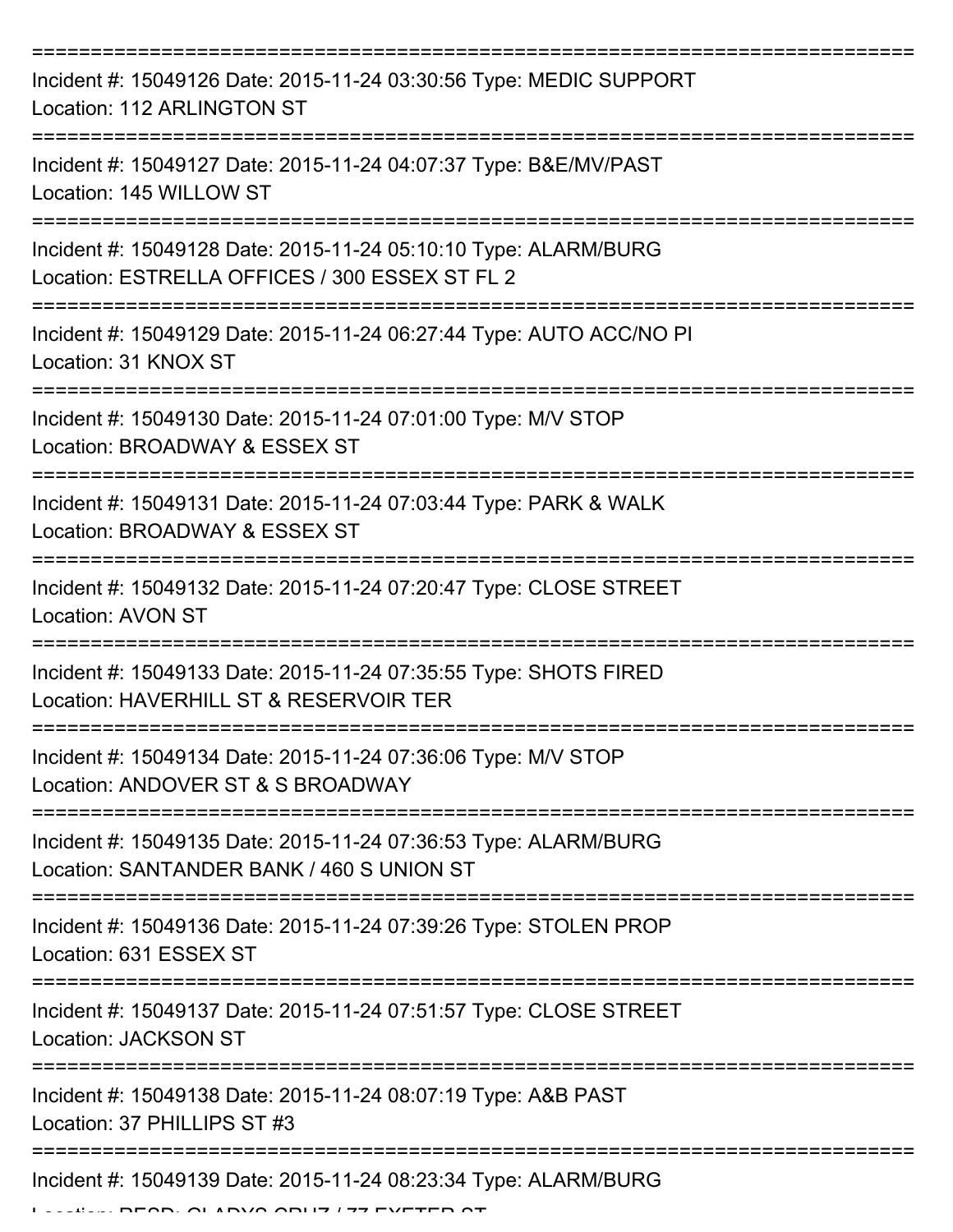===========================================================================

Incident #: 15049126 Date: 2015-11-24 03:30:56 Type: MEDIC SUPPORT
Location: 112 ARLINGTON ST

===========================================================================

Incident #: 15049127 Date: 2015-11-24 04:07:37 Type: B&E/MV/PAST
Location: 145 WILLOW ST

===========================================================================

Incident #: 15049128 Date: 2015-11-24 05:10:10 Type: ALARM/BURG
Location: ESTRELLA OFFICES / 300 ESSEX ST FL 2

===========================================================================

Incident #: 15049129 Date: 2015-11-24 06:27:44 Type: AUTO ACC/NO PI
Location: 31 KNOX ST

===========================================================================

Incident #: 15049130 Date: 2015-11-24 07:01:00 Type: M/V STOP
Location: BROADWAY & ESSEX ST

===========================================================================

Incident #: 15049131 Date: 2015-11-24 07:03:44 Type: PARK & WALK
Location: BROADWAY & ESSEX ST

===========================================================================

Incident #: 15049132 Date: 2015-11-24 07:20:47 Type: CLOSE STREET
Location: AVON ST

===========================================================================

Incident #: 15049133 Date: 2015-11-24 07:35:55 Type: SHOTS FIRED
Location: HAVERHILL ST & RESERVOIR TER

===========================================================================

Incident #: 15049134 Date: 2015-11-24 07:36:06 Type: M/V STOP
Location: ANDOVER ST & S BROADWAY

===========================================================================

Incident #: 15049135 Date: 2015-11-24 07:36:53 Type: ALARM/BURG
Location: SANTANDER BANK / 460 S UNION ST

===========================================================================

Incident #: 15049136 Date: 2015-11-24 07:39:26 Type: STOLEN PROP
Location: 631 ESSEX ST

===========================================================================

Incident #: 15049137 Date: 2015-11-24 07:51:57 Type: CLOSE STREET
Location: JACKSON ST

===========================================================================

Incident #: 15049138 Date: 2015-11-24 08:07:19 Type: A&B PAST
Location: 37 PHILLIPS ST #3

===========================================================================

Incident #: 15049139 Date: 2015-11-24 08:23:34 Type: ALARM/BURG
Location: RESD; GLADYS CRUZ / 77 EXETER ST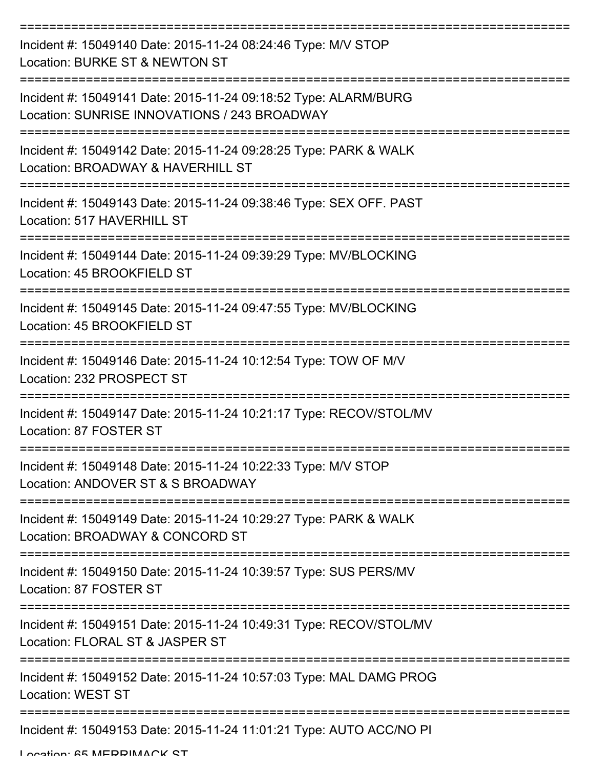===========================================================================
Incident #: 15049140 Date: 2015-11-24 08:24:46 Type: M/V STOP
Location: BURKE ST & NEWTON ST
===========================================================================
Incident #: 15049141 Date: 2015-11-24 09:18:52 Type: ALARM/BURG
Location: SUNRISE INNOVATIONS / 243 BROADWAY
===========================================================================
Incident #: 15049142 Date: 2015-11-24 09:28:25 Type: PARK & WALK
Location: BROADWAY & HAVERHILL ST
===========================================================================
Incident #: 15049143 Date: 2015-11-24 09:38:46 Type: SEX OFF. PAST
Location: 517 HAVERHILL ST
===========================================================================
Incident #: 15049144 Date: 2015-11-24 09:39:29 Type: MV/BLOCKING
Location: 45 BROOKFIELD ST
===========================================================================
Incident #: 15049145 Date: 2015-11-24 09:47:55 Type: MV/BLOCKING
Location: 45 BROOKFIELD ST
===========================================================================
Incident #: 15049146 Date: 2015-11-24 10:12:54 Type: TOW OF M/V
Location: 232 PROSPECT ST
===========================================================================
Incident #: 15049147 Date: 2015-11-24 10:21:17 Type: RECOV/STOL/MV
Location: 87 FOSTER ST
===========================================================================
Incident #: 15049148 Date: 2015-11-24 10:22:33 Type: M/V STOP
Location: ANDOVER ST & S BROADWAY
===========================================================================
Incident #: 15049149 Date: 2015-11-24 10:29:27 Type: PARK & WALK
Location: BROADWAY & CONCORD ST
===========================================================================
Incident #: 15049150 Date: 2015-11-24 10:39:57 Type: SUS PERS/MV
Location: 87 FOSTER ST
===========================================================================
Incident #: 15049151 Date: 2015-11-24 10:49:31 Type: RECOV/STOL/MV
Location: FLORAL ST & JASPER ST
===========================================================================
Incident #: 15049152 Date: 2015-11-24 10:57:03 Type: MAL DAMG PROG
Location: WEST ST
===========================================================================
Incident #: 15049153 Date: 2015-11-24 11:01:21 Type: AUTO ACC/NO PI
Location: 65 MERRIMACK ST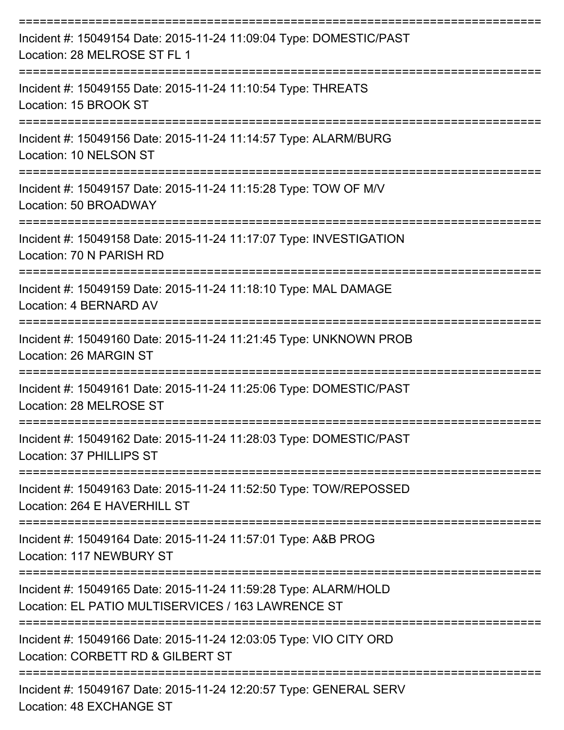===========================================================================
Incident #: 15049154 Date: 2015-11-24 11:09:04 Type: DOMESTIC/PAST
Location: 28 MELROSE ST FL 1
===========================================================================
Incident #: 15049155 Date: 2015-11-24 11:10:54 Type: THREATS
Location: 15 BROOK ST
===========================================================================
Incident #: 15049156 Date: 2015-11-24 11:14:57 Type: ALARM/BURG
Location: 10 NELSON ST
===========================================================================
Incident #: 15049157 Date: 2015-11-24 11:15:28 Type: TOW OF M/V
Location: 50 BROADWAY
===========================================================================
Incident #: 15049158 Date: 2015-11-24 11:17:07 Type: INVESTIGATION
Location: 70 N PARISH RD
===========================================================================
Incident #: 15049159 Date: 2015-11-24 11:18:10 Type: MAL DAMAGE
Location: 4 BERNARD AV
===========================================================================
Incident #: 15049160 Date: 2015-11-24 11:21:45 Type: UNKNOWN PROB
Location: 26 MARGIN ST
===========================================================================
Incident #: 15049161 Date: 2015-11-24 11:25:06 Type: DOMESTIC/PAST
Location: 28 MELROSE ST
===========================================================================
Incident #: 15049162 Date: 2015-11-24 11:28:03 Type: DOMESTIC/PAST
Location: 37 PHILLIPS ST
===========================================================================
Incident #: 15049163 Date: 2015-11-24 11:52:50 Type: TOW/REPOSSED
Location: 264 E HAVERHILL ST
===========================================================================
Incident #: 15049164 Date: 2015-11-24 11:57:01 Type: A&B PROG
Location: 117 NEWBURY ST
===========================================================================
Incident #: 15049165 Date: 2015-11-24 11:59:28 Type: ALARM/HOLD
Location: EL PATIO MULTISERVICES / 163 LAWRENCE ST
===========================================================================
Incident #: 15049166 Date: 2015-11-24 12:03:05 Type: VIO CITY ORD
Location: CORBETT RD & GILBERT ST
===========================================================================
Incident #: 15049167 Date: 2015-11-24 12:20:57 Type: GENERAL SERV
Location: 48 EXCHANGE ST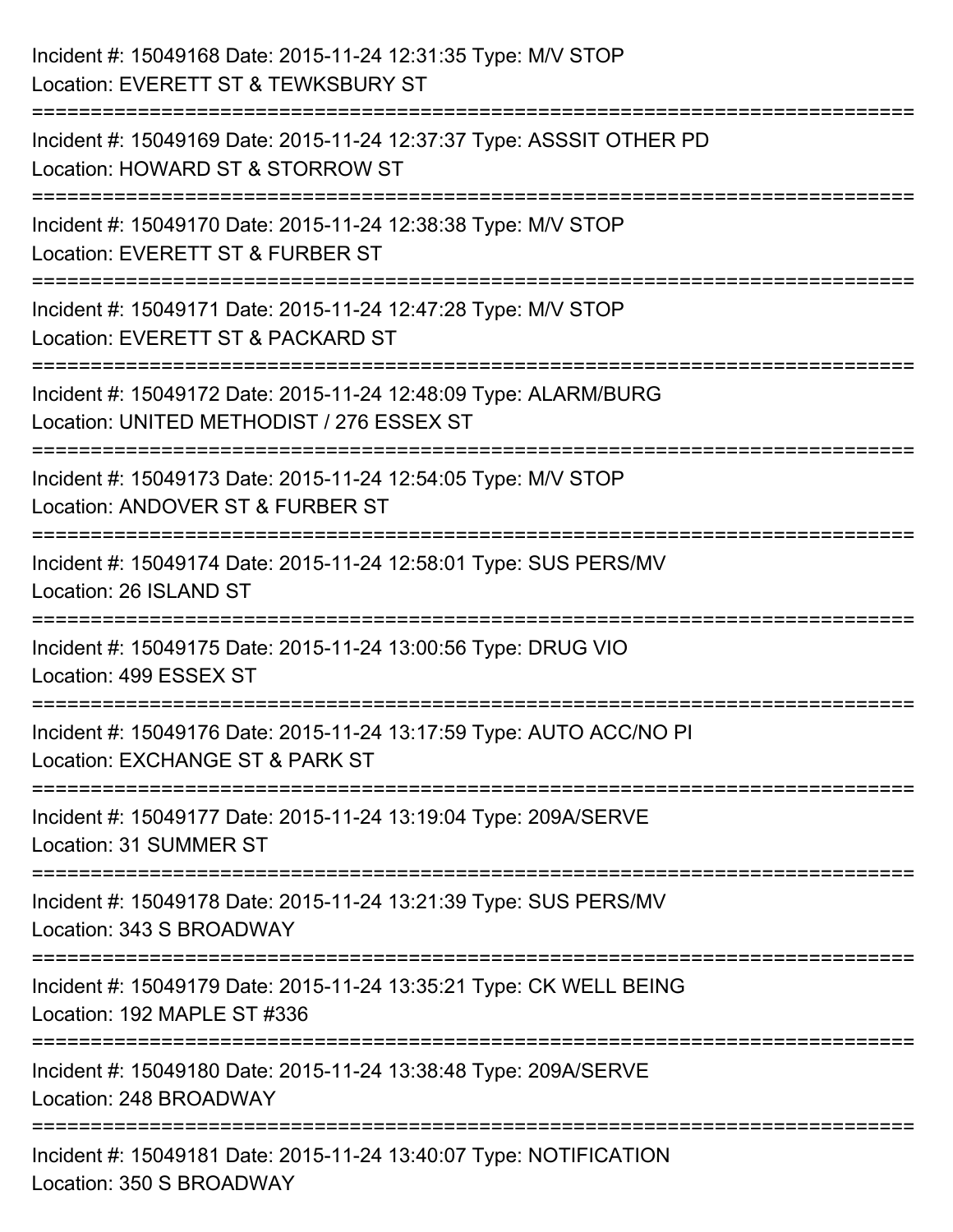Incident #: 15049168 Date: 2015-11-24 12:31:35 Type: M/V STOP
Location: EVERETT ST & TEWKSBURY ST

===========================================================================

Incident #: 15049169 Date: 2015-11-24 12:37:37 Type: ASSSIT OTHER PD
Location: HOWARD ST & STORROW ST

===========================================================================

Incident #: 15049170 Date: 2015-11-24 12:38:38 Type: M/V STOP
Location: EVERETT ST & FURBER ST

===========================================================================

Incident #: 15049171 Date: 2015-11-24 12:47:28 Type: M/V STOP
Location: EVERETT ST & PACKARD ST

===========================================================================

Incident #: 15049172 Date: 2015-11-24 12:48:09 Type: ALARM/BURG
Location: UNITED METHODIST / 276 ESSEX ST

===========================================================================

Incident #: 15049173 Date: 2015-11-24 12:54:05 Type: M/V STOP
Location: ANDOVER ST & FURBER ST

===========================================================================

Incident #: 15049174 Date: 2015-11-24 12:58:01 Type: SUS PERS/MV
Location: 26 ISLAND ST

===========================================================================

Incident #: 15049175 Date: 2015-11-24 13:00:56 Type: DRUG VIO
Location: 499 ESSEX ST

===========================================================================

Incident #: 15049176 Date: 2015-11-24 13:17:59 Type: AUTO ACC/NO PI
Location: EXCHANGE ST & PARK ST

===========================================================================

Incident #: 15049177 Date: 2015-11-24 13:19:04 Type: 209A/SERVE
Location: 31 SUMMER ST

===========================================================================

Incident #: 15049178 Date: 2015-11-24 13:21:39 Type: SUS PERS/MV
Location: 343 S BROADWAY

===========================================================================

Incident #: 15049179 Date: 2015-11-24 13:35:21 Type: CK WELL BEING
Location: 192 MAPLE ST #336

===========================================================================

Incident #: 15049180 Date: 2015-11-24 13:38:48 Type: 209A/SERVE
Location: 248 BROADWAY

===========================================================================

Incident #: 15049181 Date: 2015-11-24 13:40:07 Type: NOTIFICATION
Location: 350 S BROADWAY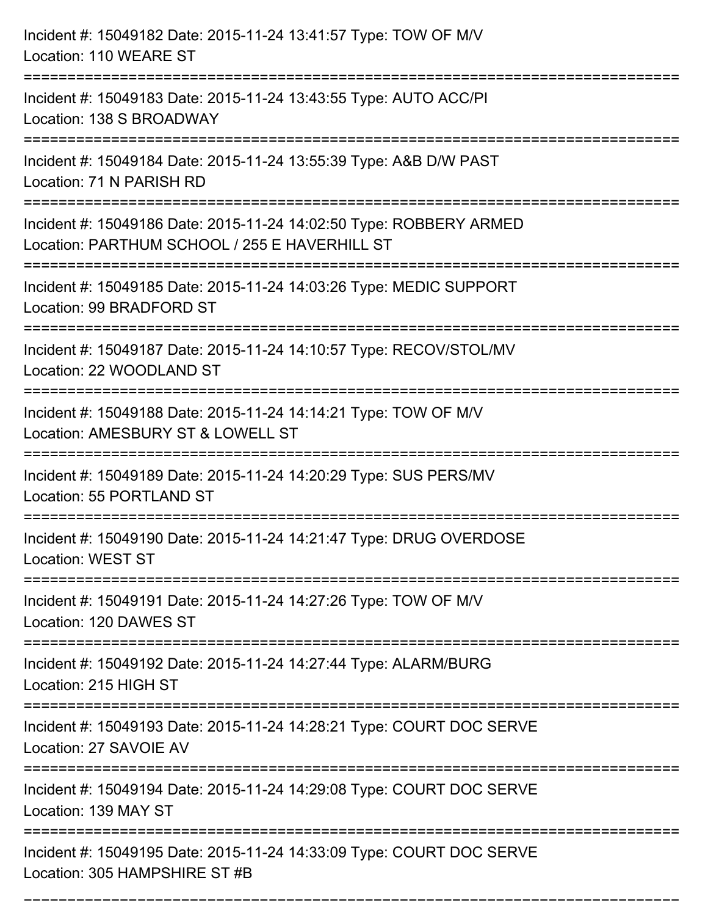Incident #: 15049182 Date: 2015-11-24 13:41:57 Type: TOW OF M/V
Location: 110 WEARE ST

===========================================================================

Incident #: 15049183 Date: 2015-11-24 13:43:55 Type: AUTO ACC/PI
Location: 138 S BROADWAY

===========================================================================

Incident #: 15049184 Date: 2015-11-24 13:55:39 Type: A&B D/W PAST
Location: 71 N PARISH RD

===========================================================================

Incident #: 15049186 Date: 2015-11-24 14:02:50 Type: ROBBERY ARMED
Location: PARTHUM SCHOOL / 255 E HAVERHILL ST

===========================================================================

Incident #: 15049185 Date: 2015-11-24 14:03:26 Type: MEDIC SUPPORT
Location: 99 BRADFORD ST

===========================================================================

Incident #: 15049187 Date: 2015-11-24 14:10:57 Type: RECOV/STOL/MV
Location: 22 WOODLAND ST

===========================================================================

Incident #: 15049188 Date: 2015-11-24 14:14:21 Type: TOW OF M/V
Location: AMESBURY ST & LOWELL ST

===========================================================================

Incident #: 15049189 Date: 2015-11-24 14:20:29 Type: SUS PERS/MV
Location: 55 PORTLAND ST

===========================================================================

Incident #: 15049190 Date: 2015-11-24 14:21:47 Type: DRUG OVERDOSE
Location: WEST ST

===========================================================================

Incident #: 15049191 Date: 2015-11-24 14:27:26 Type: TOW OF M/V
Location: 120 DAWES ST

===========================================================================

Incident #: 15049192 Date: 2015-11-24 14:27:44 Type: ALARM/BURG
Location: 215 HIGH ST

===========================================================================

Incident #: 15049193 Date: 2015-11-24 14:28:21 Type: COURT DOC SERVE
Location: 27 SAVOIE AV

===========================================================================

Incident #: 15049194 Date: 2015-11-24 14:29:08 Type: COURT DOC SERVE
Location: 139 MAY ST

===========================================================================

Incident #: 15049195 Date: 2015-11-24 14:33:09 Type: COURT DOC SERVE
Location: 305 HAMPSHIRE ST #B

===========================================================================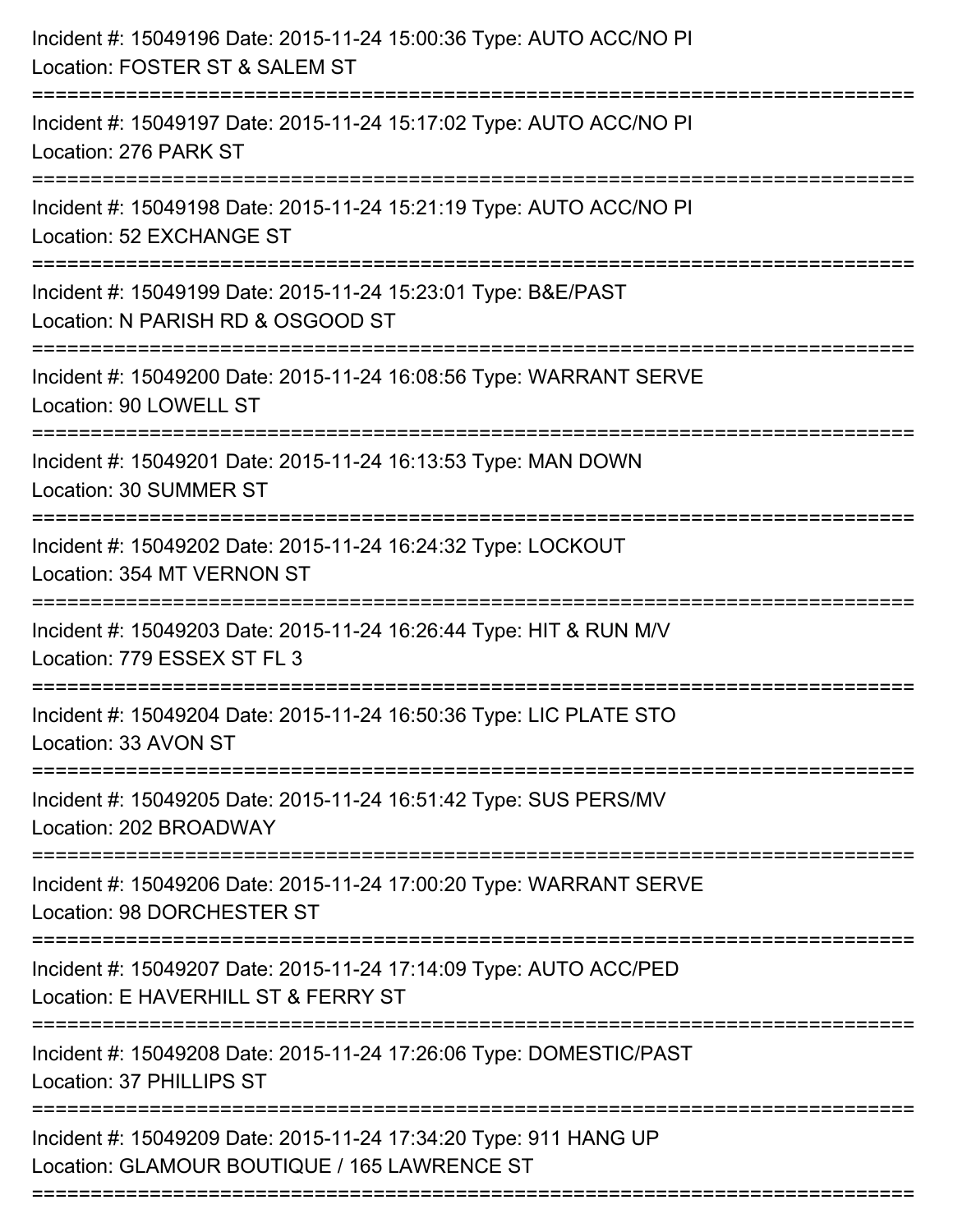Incident #: 15049196 Date: 2015-11-24 15:00:36 Type: AUTO ACC/NO PI
Location: FOSTER ST & SALEM ST

===========================================================================

Incident #: 15049197 Date: 2015-11-24 15:17:02 Type: AUTO ACC/NO PI
Location: 276 PARK ST

===========================================================================

Incident #: 15049198 Date: 2015-11-24 15:21:19 Type: AUTO ACC/NO PI
Location: 52 EXCHANGE ST

===========================================================================

Incident #: 15049199 Date: 2015-11-24 15:23:01 Type: B&E/PAST
Location: N PARISH RD & OSGOOD ST

===========================================================================

Incident #: 15049200 Date: 2015-11-24 16:08:56 Type: WARRANT SERVE
Location: 90 LOWELL ST

===========================================================================

Incident #: 15049201 Date: 2015-11-24 16:13:53 Type: MAN DOWN
Location: 30 SUMMER ST

===========================================================================

Incident #: 15049202 Date: 2015-11-24 16:24:32 Type: LOCKOUT
Location: 354 MT VERNON ST

===========================================================================

Incident #: 15049203 Date: 2015-11-24 16:26:44 Type: HIT & RUN M/V
Location: 779 ESSEX ST FL 3

===========================================================================

Incident #: 15049204 Date: 2015-11-24 16:50:36 Type: LIC PLATE STO
Location: 33 AVON ST

===========================================================================

Incident #: 15049205 Date: 2015-11-24 16:51:42 Type: SUS PERS/MV
Location: 202 BROADWAY

===========================================================================

Incident #: 15049206 Date: 2015-11-24 17:00:20 Type: WARRANT SERVE
Location: 98 DORCHESTER ST

===========================================================================

Incident #: 15049207 Date: 2015-11-24 17:14:09 Type: AUTO ACC/PED
Location: E HAVERHILL ST & FERRY ST

===========================================================================

Incident #: 15049208 Date: 2015-11-24 17:26:06 Type: DOMESTIC/PAST
Location: 37 PHILLIPS ST

===========================================================================

Incident #: 15049209 Date: 2015-11-24 17:34:20 Type: 911 HANG UP
Location: GLAMOUR BOUTIQUE / 165 LAWRENCE ST

===========================================================================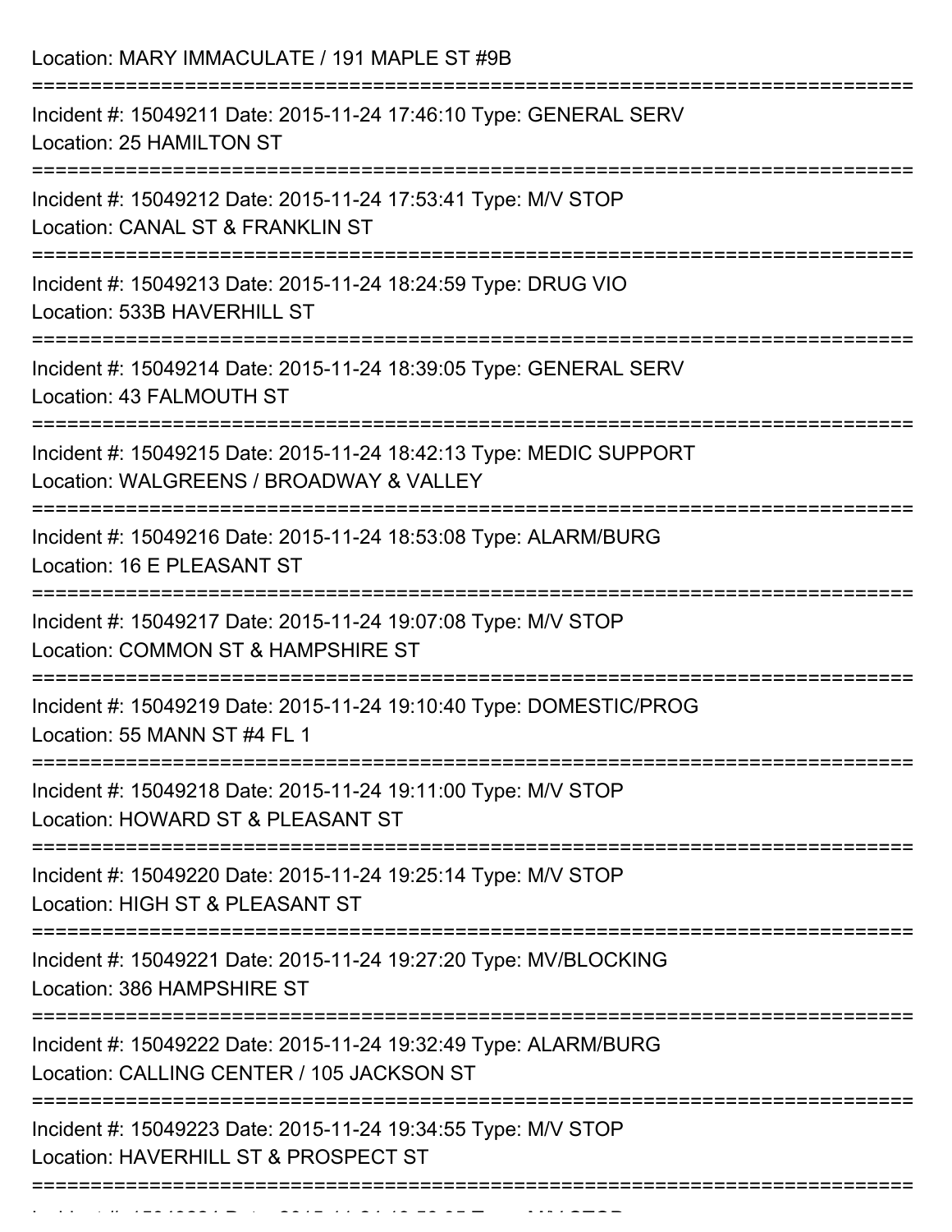Location: MARY IMMACULATE / 191 MAPLE ST #9B

===========================================================================

Incident #: 15049211 Date: 2015-11-24 17:46:10 Type: GENERAL SERV
Location: 25 HAMILTON ST

===========================================================================

Incident #: 15049212 Date: 2015-11-24 17:53:41 Type: M/V STOP
Location: CANAL ST & FRANKLIN ST

===========================================================================

Incident #: 15049213 Date: 2015-11-24 18:24:59 Type: DRUG VIO
Location: 533B HAVERHILL ST

===========================================================================

Incident #: 15049214 Date: 2015-11-24 18:39:05 Type: GENERAL SERV
Location: 43 FALMOUTH ST

===========================================================================

Incident #: 15049215 Date: 2015-11-24 18:42:13 Type: MEDIC SUPPORT
Location: WALGREENS / BROADWAY & VALLEY

===========================================================================

Incident #: 15049216 Date: 2015-11-24 18:53:08 Type: ALARM/BURG
Location: 16 E PLEASANT ST

===========================================================================

Incident #: 15049217 Date: 2015-11-24 19:07:08 Type: M/V STOP
Location: COMMON ST & HAMPSHIRE ST

===========================================================================

Incident #: 15049219 Date: 2015-11-24 19:10:40 Type: DOMESTIC/PROG
Location: 55 MANN ST #4 FL 1

===========================================================================

Incident #: 15049218 Date: 2015-11-24 19:11:00 Type: M/V STOP
Location: HOWARD ST & PLEASANT ST

===========================================================================

Incident #: 15049220 Date: 2015-11-24 19:25:14 Type: M/V STOP
Location: HIGH ST & PLEASANT ST

===========================================================================

Incident #: 15049221 Date: 2015-11-24 19:27:20 Type: MV/BLOCKING
Location: 386 HAMPSHIRE ST

===========================================================================

Incident #: 15049222 Date: 2015-11-24 19:32:49 Type: ALARM/BURG
Location: CALLING CENTER / 105 JACKSON ST

===========================================================================

Incident #: 15049223 Date: 2015-11-24 19:34:55 Type: M/V STOP
Location: HAVERHILL ST & PROSPECT ST

===========================================================================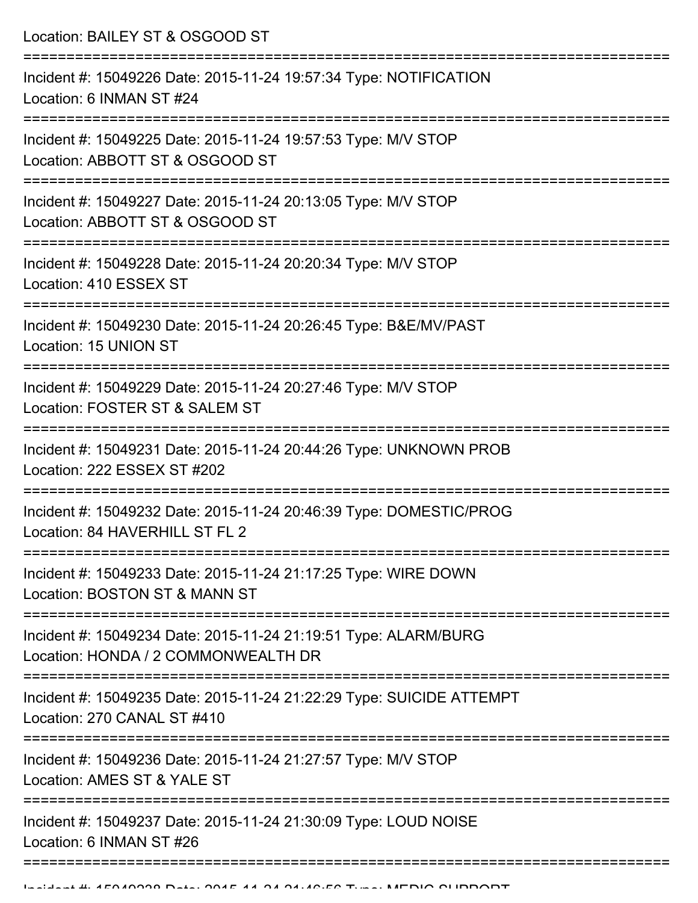Location: BAILEY ST & OSGOOD ST

===========================================================================

Incident #: 15049226 Date: 2015-11-24 19:57:34 Type: NOTIFICATION
Location: 6 INMAN ST #24

===========================================================================

Incident #: 15049225 Date: 2015-11-24 19:57:53 Type: M/V STOP
Location: ABBOTT ST & OSGOOD ST

===========================================================================

Incident #: 15049227 Date: 2015-11-24 20:13:05 Type: M/V STOP
Location: ABBOTT ST & OSGOOD ST

===========================================================================

Incident #: 15049228 Date: 2015-11-24 20:20:34 Type: M/V STOP
Location: 410 ESSEX ST

===========================================================================

Incident #: 15049230 Date: 2015-11-24 20:26:45 Type: B&E/MV/PAST
Location: 15 UNION ST

===========================================================================

Incident #: 15049229 Date: 2015-11-24 20:27:46 Type: M/V STOP
Location: FOSTER ST & SALEM ST

===========================================================================

Incident #: 15049231 Date: 2015-11-24 20:44:26 Type: UNKNOWN PROB
Location: 222 ESSEX ST #202

===========================================================================

Incident #: 15049232 Date: 2015-11-24 20:46:39 Type: DOMESTIC/PROG
Location: 84 HAVERHILL ST FL 2

===========================================================================

Incident #: 15049233 Date: 2015-11-24 21:17:25 Type: WIRE DOWN
Location: BOSTON ST & MANN ST

===========================================================================

Incident #: 15049234 Date: 2015-11-24 21:19:51 Type: ALARM/BURG
Location: HONDA / 2 COMMONWEALTH DR

===========================================================================

Incident #: 15049235 Date: 2015-11-24 21:22:29 Type: SUICIDE ATTEMPT
Location: 270 CANAL ST #410

===========================================================================

Incident #: 15049236 Date: 2015-11-24 21:27:57 Type: M/V STOP
Location: AMES ST & YALE ST

===========================================================================

Incident #: 15049237 Date: 2015-11-24 21:30:09 Type: LOUD NOISE
Location: 6 INMAN ST #26

===========================================================================

Incident #: 15049238 Date: 2015-11-24 21:46:56 Type: MEDIC SUPPORT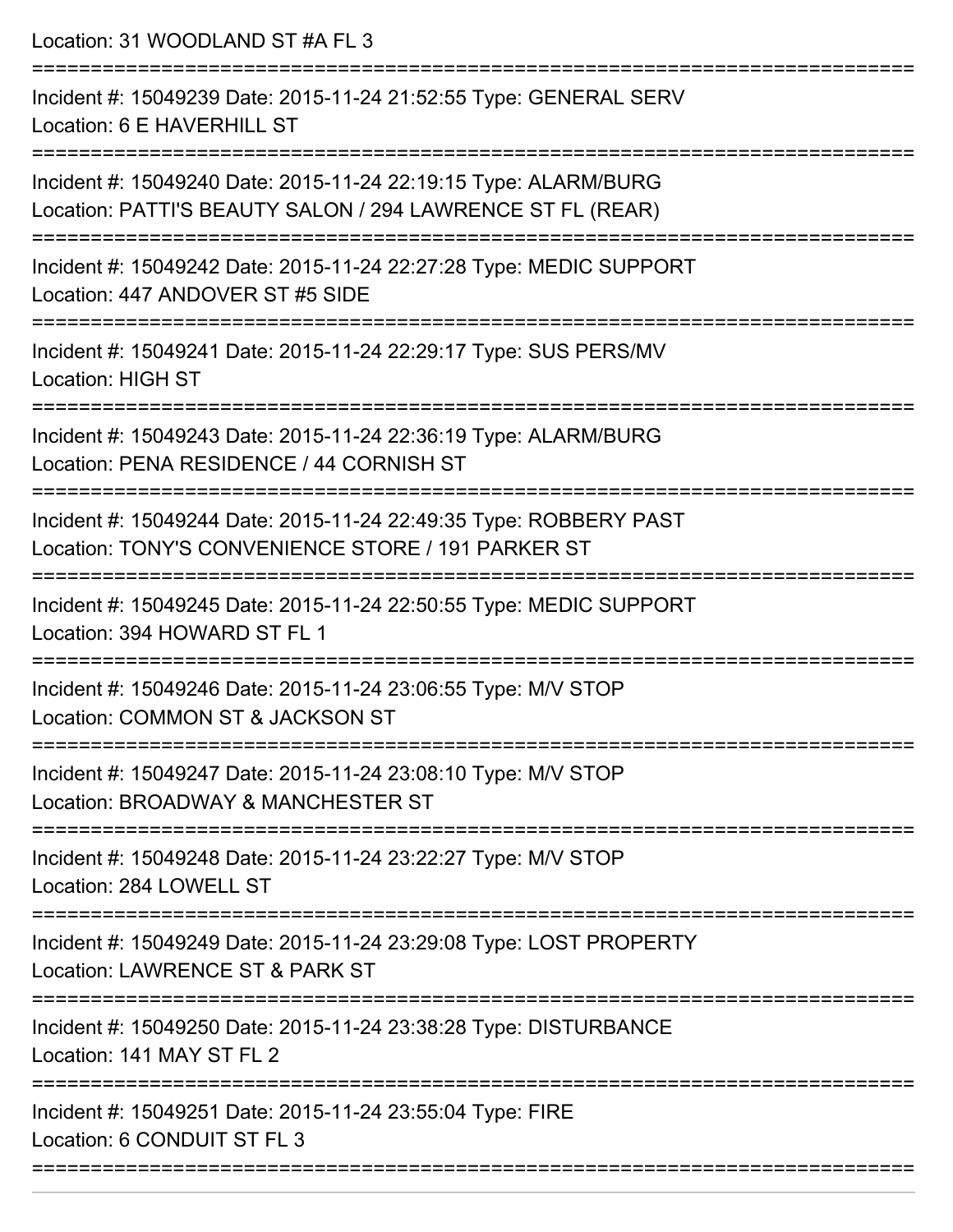Location: 31 WOODLAND ST #A FL 3

===========================================================================

Incident #: 15049239 Date: 2015-11-24 21:52:55 Type: GENERAL SERV
Location: 6 E HAVERHILL ST

===========================================================================

Incident #: 15049240 Date: 2015-11-24 22:19:15 Type: ALARM/BURG
Location: PATTI'S BEAUTY SALON / 294 LAWRENCE ST FL (REAR)

===========================================================================

Incident #: 15049242 Date: 2015-11-24 22:27:28 Type: MEDIC SUPPORT
Location: 447 ANDOVER ST #5 SIDE

===========================================================================

Incident #: 15049241 Date: 2015-11-24 22:29:17 Type: SUS PERS/MV
Location: HIGH ST

===========================================================================

Incident #: 15049243 Date: 2015-11-24 22:36:19 Type: ALARM/BURG
Location: PENA RESIDENCE / 44 CORNISH ST

===========================================================================

Incident #: 15049244 Date: 2015-11-24 22:49:35 Type: ROBBERY PAST
Location: TONY'S CONVENIENCE STORE / 191 PARKER ST

===========================================================================

Incident #: 15049245 Date: 2015-11-24 22:50:55 Type: MEDIC SUPPORT
Location: 394 HOWARD ST FL 1

===========================================================================

Incident #: 15049246 Date: 2015-11-24 23:06:55 Type: M/V STOP
Location: COMMON ST & JACKSON ST

===========================================================================

Incident #: 15049247 Date: 2015-11-24 23:08:10 Type: M/V STOP
Location: BROADWAY & MANCHESTER ST

===========================================================================

Incident #: 15049248 Date: 2015-11-24 23:22:27 Type: M/V STOP
Location: 284 LOWELL ST

===========================================================================

Incident #: 15049249 Date: 2015-11-24 23:29:08 Type: LOST PROPERTY
Location: LAWRENCE ST & PARK ST

===========================================================================

Incident #: 15049250 Date: 2015-11-24 23:38:28 Type: DISTURBANCE
Location: 141 MAY ST FL 2

===========================================================================

Incident #: 15049251 Date: 2015-11-24 23:55:04 Type: FIRE
Location: 6 CONDUIT ST FL 3

===========================================================================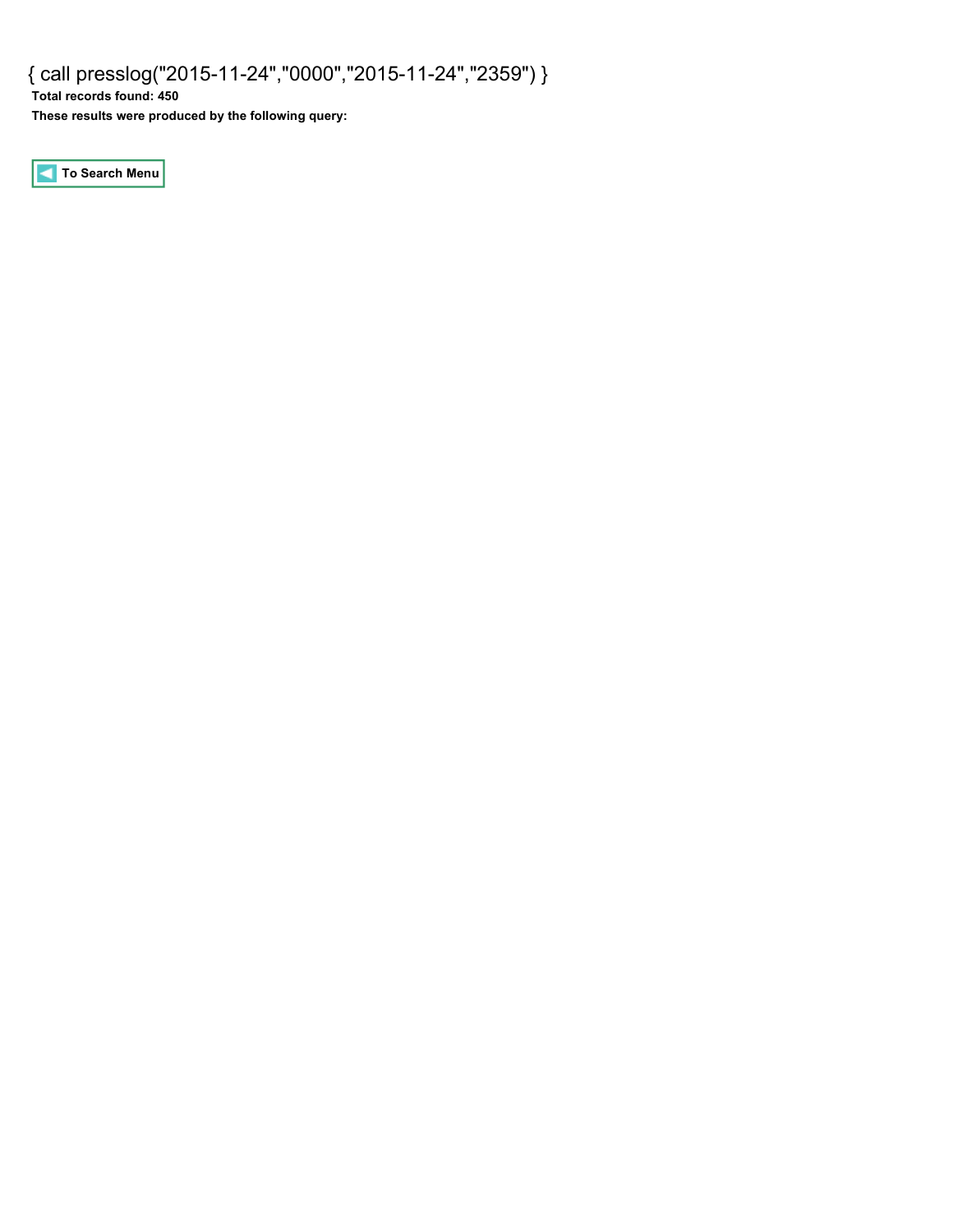{ call presslog("2015-11-24","0000","2015-11-24","2359") }

**Total records found: 450**

**These results were produced by the following query:**

**To Search Menu**